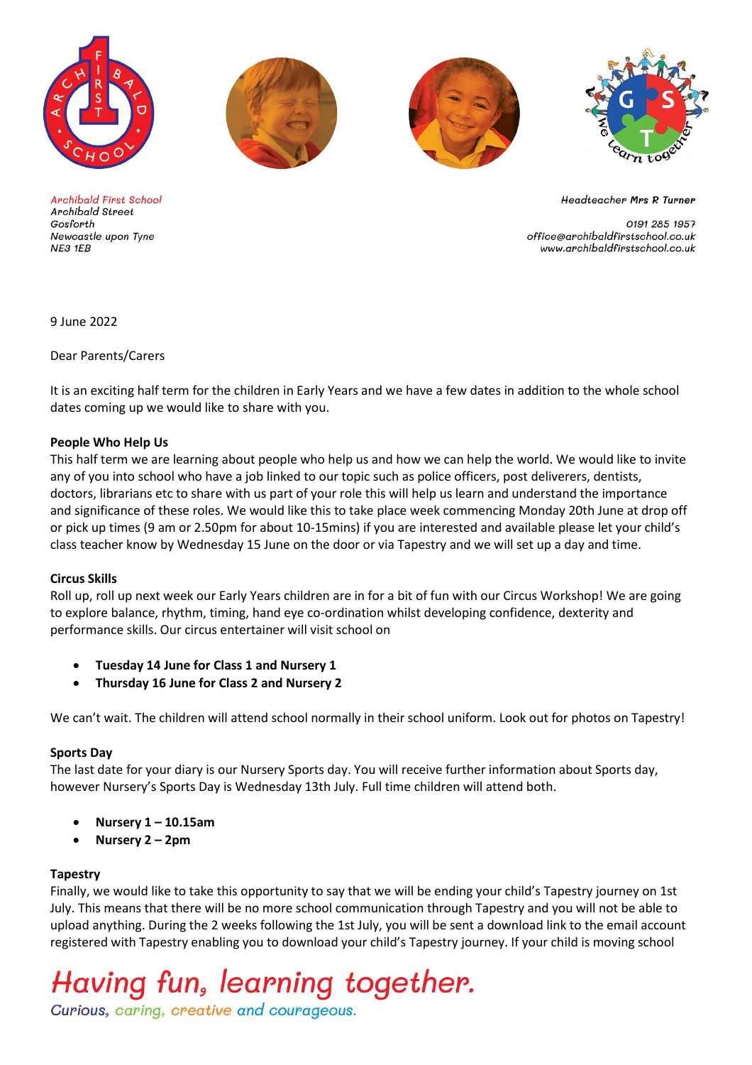Archibald First School
Archibald Street
Gosforth
Newcastle upon Tyne
NE3 1EB

Headteacher Mrs R Turner

0191 285 1957
office@archibaldfirstschool.co.uk
www.archibaldfirstschool.co.uk

9 June 2022

Dear Parents/Carers

It is an exciting half term for the children in Early Years and we have a few dates in addition to the whole school dates coming up we would like to share with you.

**People Who Help Us**

This half term we are learning about people who help us and how we can help the world. We would like to invite any of you into school who have a job linked to our topic such as police officers, post deliverers, dentists, doctors, librarians etc to share with us part of your role this will help us learn and understand the importance and significance of these roles. We would like this to take place week commencing Monday 20th June at drop off or pick up times (9 am or 2.50pm for about 10-15mins) if you are interested and available please let your child's class teacher know by Wednesday 15 June on the door or via Tapestry and we will set up a day and time.

**Circus Skills**

Roll up, roll up next week our Early Years children are in for a bit of fun with our Circus Workshop! We are going to explore balance, rhythm, timing, hand eye co-ordination whilst developing confidence, dexterity and performance skills. Our circus entertainer will visit school on

- **Tuesday 14 June for Class 1 and Nursery 1**
- **Thursday 16 June for Class 2 and Nursery 2**

We can't wait. The children will attend school normally in their school uniform. Look out for photos on Tapestry!

**Sports Day**

The last date for your diary is our Nursery Sports day. You will receive further information about Sports day, however Nursery's Sports Day is Wednesday 13th July. Full time children will attend both.

- **Nursery 1 – 10.15am**
- **Nursery 2 – 2pm**

**Tapestry**

Finally, we would like to take this opportunity to say that we will be ending your child's Tapestry journey on 1st July. This means that there will be no more school communication through Tapestry and you will not be able to upload anything. During the 2 weeks following the 1st July, you will be sent a download link to the email account registered with Tapestry enabling you to download your child's Tapestry journey. If your child is moving school

*Having fun, learning together.*

*Curious, caring, creative and courageous.*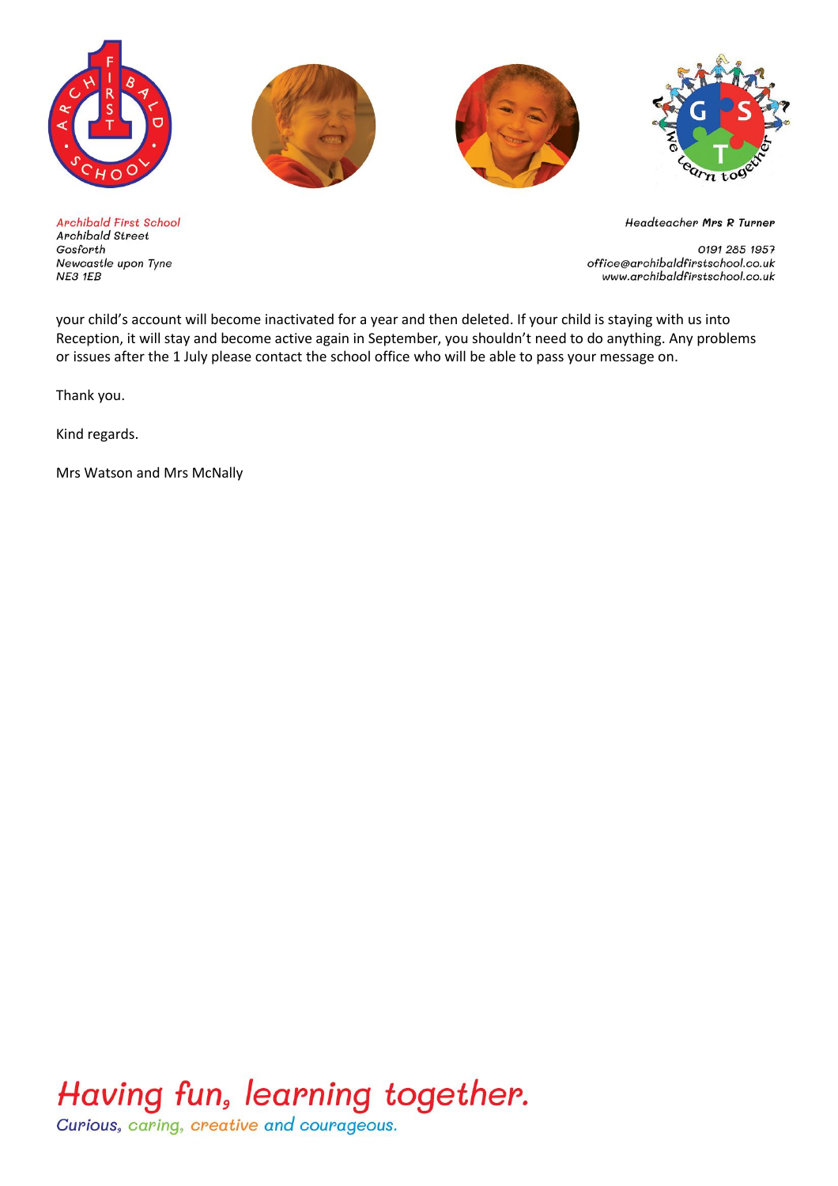Archibald First School
Archibald Street
Gosforth
Newcastle upon Tyne
NE3 1EB

Headteacher Mrs R Turner

0191 285 1957
office@archibaldfirstschool.co.uk
www.archibaldfirstschool.co.uk

your child's account will become inactivated for a year and then deleted. If your child is staying with us into Reception, it will stay and become active again in September, you shouldn't need to do anything. Any problems or issues after the 1 July please contact the school office who will be able to pass your message on.

Thank you.

Kind regards.

Mrs Watson and Mrs McNally

*Having fun, learning together.*

*Curious, caring, creative and courageous.*